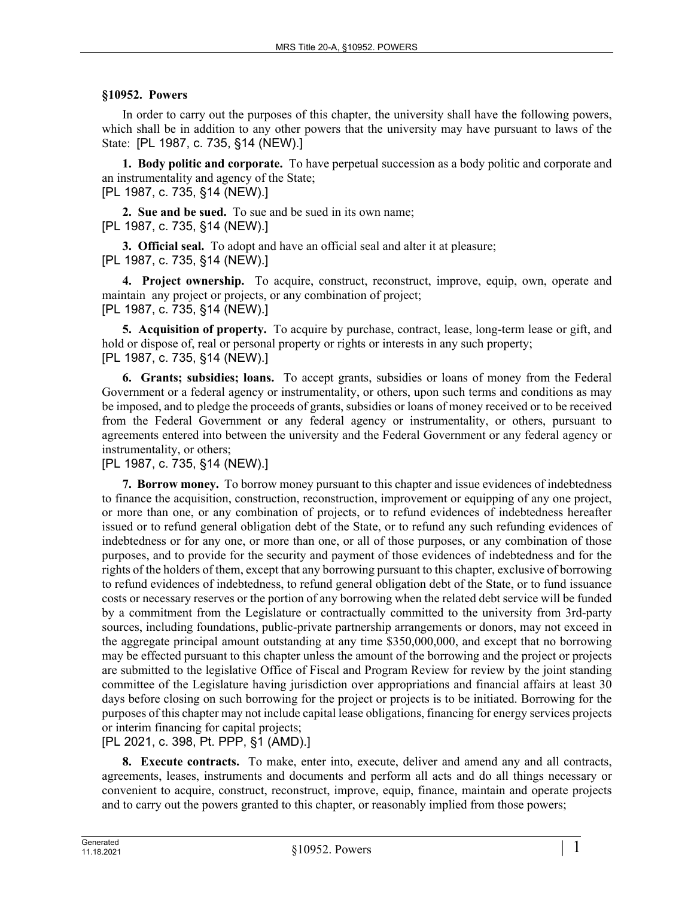### §10952. Powers

In order to carry out the purposes of this chapter, the university shall have the following powers, which shall be in addition to any other powers that the university may have pursuant to laws of the State: [PL 1987, c. 735, §14 (NEW).]

**1. Body politic and corporate.** To have perpetual succession as a body politic and corporate and an instrumentality and agency of the State;
[PL 1987, c. 735, §14 (NEW).]

**2. Sue and be sued.** To sue and be sued in its own name;
[PL 1987, c. 735, §14 (NEW).]

**3. Official seal.** To adopt and have an official seal and alter it at pleasure;
[PL 1987, c. 735, §14 (NEW).]

**4. Project ownership.** To acquire, construct, reconstruct, improve, equip, own, operate and maintain any project or projects, or any combination of project;
[PL 1987, c. 735, §14 (NEW).]

**5. Acquisition of property.** To acquire by purchase, contract, lease, long-term lease or gift, and hold or dispose of, real or personal property or rights or interests in any such property;
[PL 1987, c. 735, §14 (NEW).]

**6. Grants; subsidies; loans.** To accept grants, subsidies or loans of money from the Federal Government or a federal agency or instrumentality, or others, upon such terms and conditions as may be imposed, and to pledge the proceeds of grants, subsidies or loans of money received or to be received from the Federal Government or any federal agency or instrumentality, or others, pursuant to agreements entered into between the university and the Federal Government or any federal agency or instrumentality, or others;
[PL 1987, c. 735, §14 (NEW).]

**7. Borrow money.** To borrow money pursuant to this chapter and issue evidences of indebtedness to finance the acquisition, construction, reconstruction, improvement or equipping of any one project, or more than one, or any combination of projects, or to refund evidences of indebtedness hereafter issued or to refund general obligation debt of the State, or to refund any such refunding evidences of indebtedness or for any one, or more than one, or all of those purposes, or any combination of those purposes, and to provide for the security and payment of those evidences of indebtedness and for the rights of the holders of them, except that any borrowing pursuant to this chapter, exclusive of borrowing to refund evidences of indebtedness, to refund general obligation debt of the State, or to fund issuance costs or necessary reserves or the portion of any borrowing when the related debt service will be funded by a commitment from the Legislature or contractually committed to the university from 3rd-party sources, including foundations, public-private partnership arrangements or donors, may not exceed in the aggregate principal amount outstanding at any time $350,000,000, and except that no borrowing may be effected pursuant to this chapter unless the amount of the borrowing and the project or projects are submitted to the legislative Office of Fiscal and Program Review for review by the joint standing committee of the Legislature having jurisdiction over appropriations and financial affairs at least 30 days before closing on such borrowing for the project or projects is to be initiated. Borrowing for the purposes of this chapter may not include capital lease obligations, financing for energy services projects or interim financing for capital projects;
[PL 2021, c. 398, Pt. PPP, §1 (AMD).]

**8. Execute contracts.** To make, enter into, execute, deliver and amend any and all contracts, agreements, leases, instruments and documents and perform all acts and do all things necessary or convenient to acquire, construct, reconstruct, improve, equip, finance, maintain and operate projects and to carry out the powers granted to this chapter, or reasonably implied from those powers;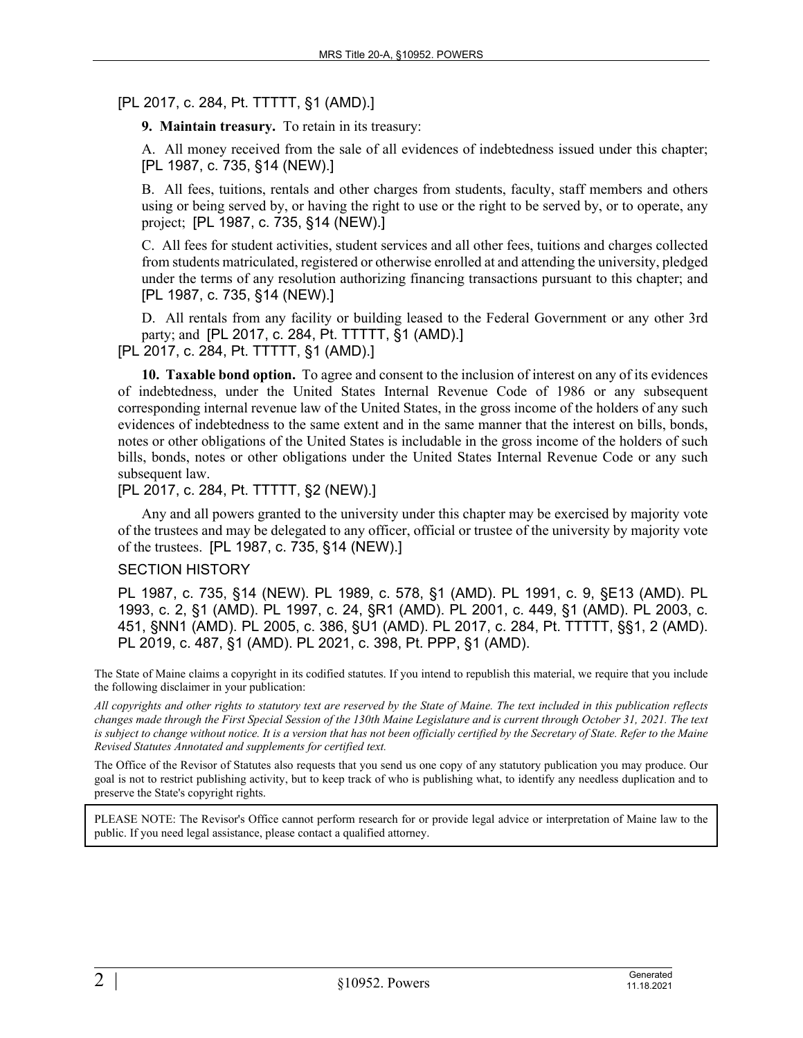[PL 2017, c. 284, Pt. TTTTT, §1 (AMD).]

**9. Maintain treasury.** To retain in its treasury:

A. All money received from the sale of all evidences of indebtedness issued under this chapter; [PL 1987, c. 735, §14 (NEW).]

B. All fees, tuitions, rentals and other charges from students, faculty, staff members and others using or being served by, or having the right to use or the right to be served by, or to operate, any project; [PL 1987, c. 735, §14 (NEW).]

C. All fees for student activities, student services and all other fees, tuitions and charges collected from students matriculated, registered or otherwise enrolled at and attending the university, pledged under the terms of any resolution authorizing financing transactions pursuant to this chapter; and [PL 1987, c. 735, §14 (NEW).]

D. All rentals from any facility or building leased to the Federal Government or any other 3rd party; and [PL 2017, c. 284, Pt. TTTTT, §1 (AMD).]

[PL 2017, c. 284, Pt. TTTTT, §1 (AMD).]

**10. Taxable bond option.** To agree and consent to the inclusion of interest on any of its evidences of indebtedness, under the United States Internal Revenue Code of 1986 or any subsequent corresponding internal revenue law of the United States, in the gross income of the holders of any such evidences of indebtedness to the same extent and in the same manner that the interest on bills, bonds, notes or other obligations of the United States is includable in the gross income of the holders of such bills, bonds, notes or other obligations under the United States Internal Revenue Code or any such subsequent law.

[PL 2017, c. 284, Pt. TTTTT, §2 (NEW).]

Any and all powers granted to the university under this chapter may be exercised by majority vote of the trustees and may be delegated to any officer, official or trustee of the university by majority vote of the trustees. [PL 1987, c. 735, §14 (NEW).]

SECTION HISTORY

PL 1987, c. 735, §14 (NEW). PL 1989, c. 578, §1 (AMD). PL 1991, c. 9, §E13 (AMD). PL 1993, c. 2, §1 (AMD). PL 1997, c. 24, §R1 (AMD). PL 2001, c. 449, §1 (AMD). PL 2003, c. 451, §NN1 (AMD). PL 2005, c. 386, §U1 (AMD). PL 2017, c. 284, Pt. TTTTT, §§1, 2 (AMD). PL 2019, c. 487, §1 (AMD). PL 2021, c. 398, Pt. PPP, §1 (AMD).

The State of Maine claims a copyright in its codified statutes. If you intend to republish this material, we require that you include the following disclaimer in your publication:

*All copyrights and other rights to statutory text are reserved by the State of Maine. The text included in this publication reflects changes made through the First Special Session of the 130th Maine Legislature and is current through October 31, 2021. The text is subject to change without notice. It is a version that has not been officially certified by the Secretary of State. Refer to the Maine Revised Statutes Annotated and supplements for certified text.*

The Office of the Revisor of Statutes also requests that you send us one copy of any statutory publication you may produce. Our goal is not to restrict publishing activity, but to keep track of who is publishing what, to identify any needless duplication and to preserve the State's copyright rights.

PLEASE NOTE: The Revisor's Office cannot perform research for or provide legal advice or interpretation of Maine law to the public. If you need legal assistance, please contact a qualified attorney.